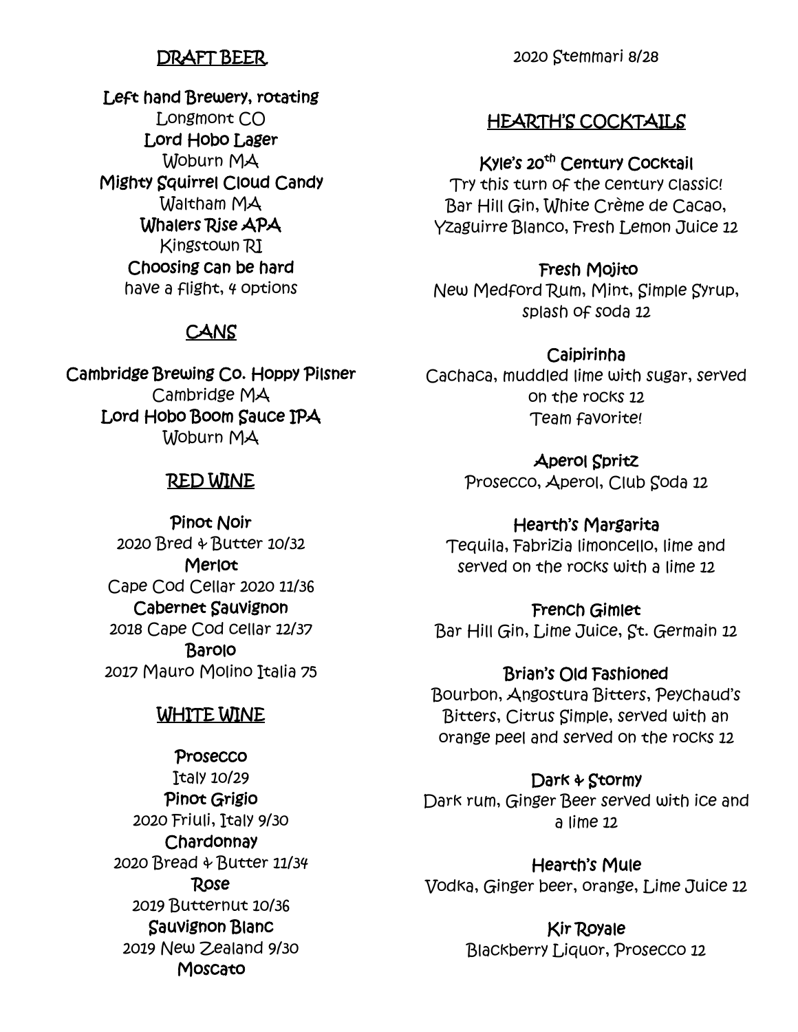## DRAFT BEER

**Left hand Brewery, rotating**
Longmont CO

**Lord Hobo Lager**
Woburn MA

**Mighty Squirrel Cloud Candy**
Waltham MA

**Whalers Rise APA**
Kingstown RI

**Choosing can be hard**
have a flight, 4 options

## CANS

**Cambridge Brewing Co. Hoppy Pilsner**
Cambridge MA

**Lord Hobo Boom Sauce IPA**
Woburn MA

## RED WINE

**Pinot Noir**
2020 Bred & Butter 10/32

**Merlot**
Cape Cod Cellar 2020 11/36

**Cabernet Sauvignon**
2018 Cape Cod cellar 12/37

**Barolo**
2017 Mauro Molino Italia 75

## WHITE WINE

**Prosecco**
Italy 10/29

**Pinot Grigio**
2020 Friuli, Italy 9/30

**Chardonnay**
2020 Bread & Butter 11/34

**Rose**
2019 Butternut 10/36

**Sauvignon Blanc**
2019 New Zealand 9/30

**Moscato**
2020 Stemmari 8/28

## HEARTH'S COCKTAILS

**Kyle's 20th Century Cocktail**
Try this turn of the century classic!
Bar Hill Gin, White Crème de Cacao, Yzaguirre Blanco, Fresh Lemon Juice 12

**Fresh Mojito**
New Medford Rum, Mint, Simple Syrup, splash of soda 12

**Caipirinha**
Cachaca, muddled lime with sugar, served on the rocks 12
Team favorite!

**Aperol Spritz**
Prosecco, Aperol, Club Soda 12

**Hearth's Margarita**
Tequila, Fabrizia limoncello, lime and served on the rocks with a lime 12

**French Gimlet**
Bar Hill Gin, Lime Juice, St. Germain 12

**Brian's Old Fashioned**
Bourbon, Angostura Bitters, Peychaud's Bitters, Citrus Simple, served with an orange peel and served on the rocks 12

**Dark & Stormy**
Dark rum, Ginger Beer served with ice and a lime 12

**Hearth's Mule**
Vodka, Ginger beer, orange, Lime Juice 12

**Kir Royale**
Blackberry Liquor, Prosecco 12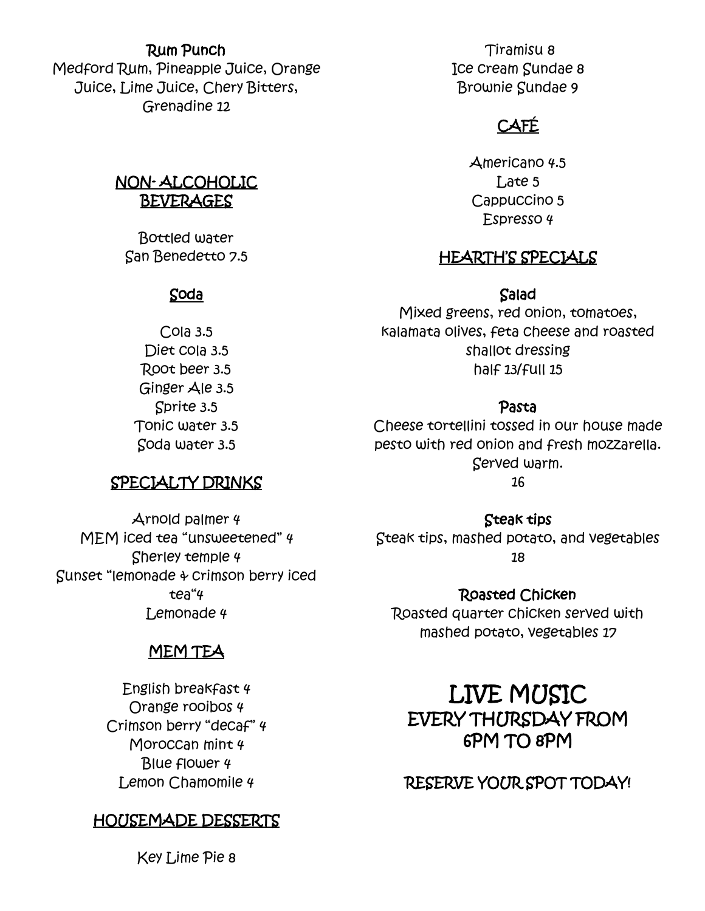**Rum Punch**
Medford Rum, Pineapple Juice, Orange Juice, Lime Juice, Chery Bitters, Grenadine 12

## NON- ALCOHOLIC BEVERAGES

Bottled water
San Benedetto 7.5

### Soda

Cola 3.5
Diet cola 3.5
Root beer 3.5
Ginger Ale 3.5
Sprite 3.5
Tonic water 3.5
Soda water 3.5

## SPECIALTY DRINKS

Arnold palmer 4
MEM iced tea "unsweetened" 4
Sherley temple 4
Sunset "lemonade & crimson berry iced tea"4
Lemonade 4

## MEM TEA

English breakfast 4
Orange rooibos 4
Crimson berry "decaf" 4
Moroccan mint 4
Blue flower 4
Lemon Chamomile 4

## HOUSEMADE DESSERTS

Key Lime Pie 8
Tiramisu 8
Ice cream Sundae 8
Brownie Sundae 9

## CAFÉ

Americano 4.5
Late 5
Cappuccino 5
Espresso 4

## HEARTH'S SPECIALS

**Salad**
Mixed greens, red onion, tomatoes, kalamata olives, feta cheese and roasted shallot dressing
half 13/full 15

**Pasta**
Cheese tortellini tossed in our house made pesto with red onion and fresh mozzarella. Served warm.
16

**Steak tips**
Steak tips, mashed potato, and vegetables
18

**Roasted Chicken**
Roasted quarter chicken served with mashed potato, vegetables 17

# LIVE MUSIC
## EVERY THURSDAY FROM 6PM TO 8PM

RESERVE YOUR SPOT TODAY!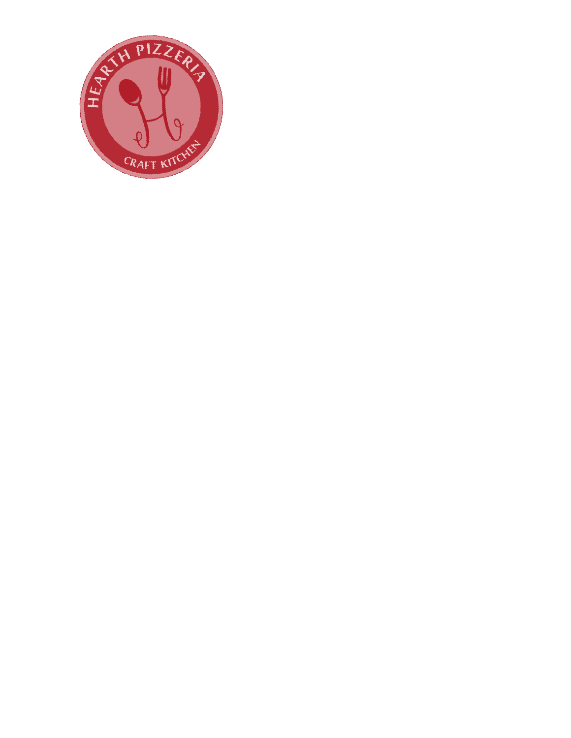HEARTH PIZZERIA

CRAFT KITCHEN